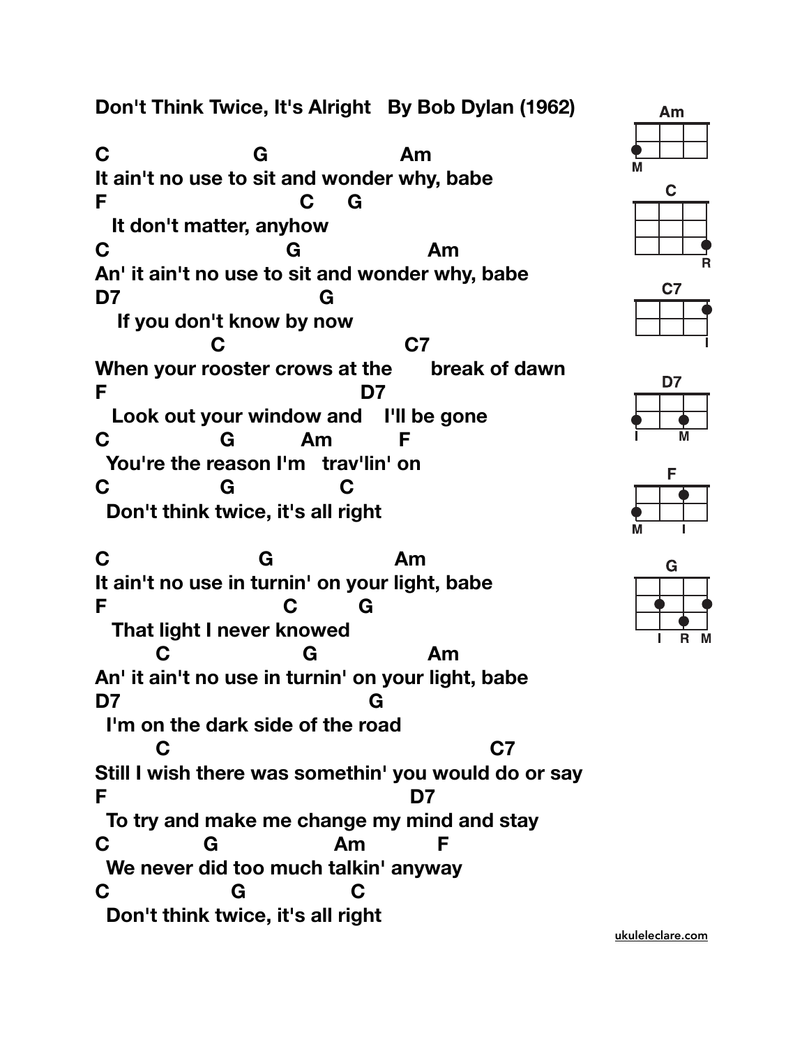# Don't Think Twice, It's Alright   By Bob Dylan (1962)

```
C                    G                  Am
It ain't no use to sit and wonder why, babe
F                          C     G
   It don't matter, anyhow
C                       G                  Am
An' it ain't no use to sit and wonder why, babe
D7                           G
    If you don't know by now
              C                          C7
When your rooster crows at the       break of dawn
F                            D7
   Look out your window and    I'll be gone
C               G          Am          F
  You're the reason I'm   trav'lin' on
C               G            C
  Don't think twice, it's all right

C                    G                  Am
It ain't no use in turnin' on your light, babe
F                       C         G
   That light I never knowed
        C                    G                Am
An' it ain't no use in turnin' on your light, babe
D7                                  G
  I'm on the dark side of the road
        C                                        C7
Still I wish there was somethin' you would do or say
F                                          D7
  To try and make me change my mind and stay
C             G                   Am          F
  We never did too much talkin' anyway
C                G               C
  Don't think twice, it's all right
```

Chord diagrams: Am, C, C7, D7, F, G

ukuleleclare.com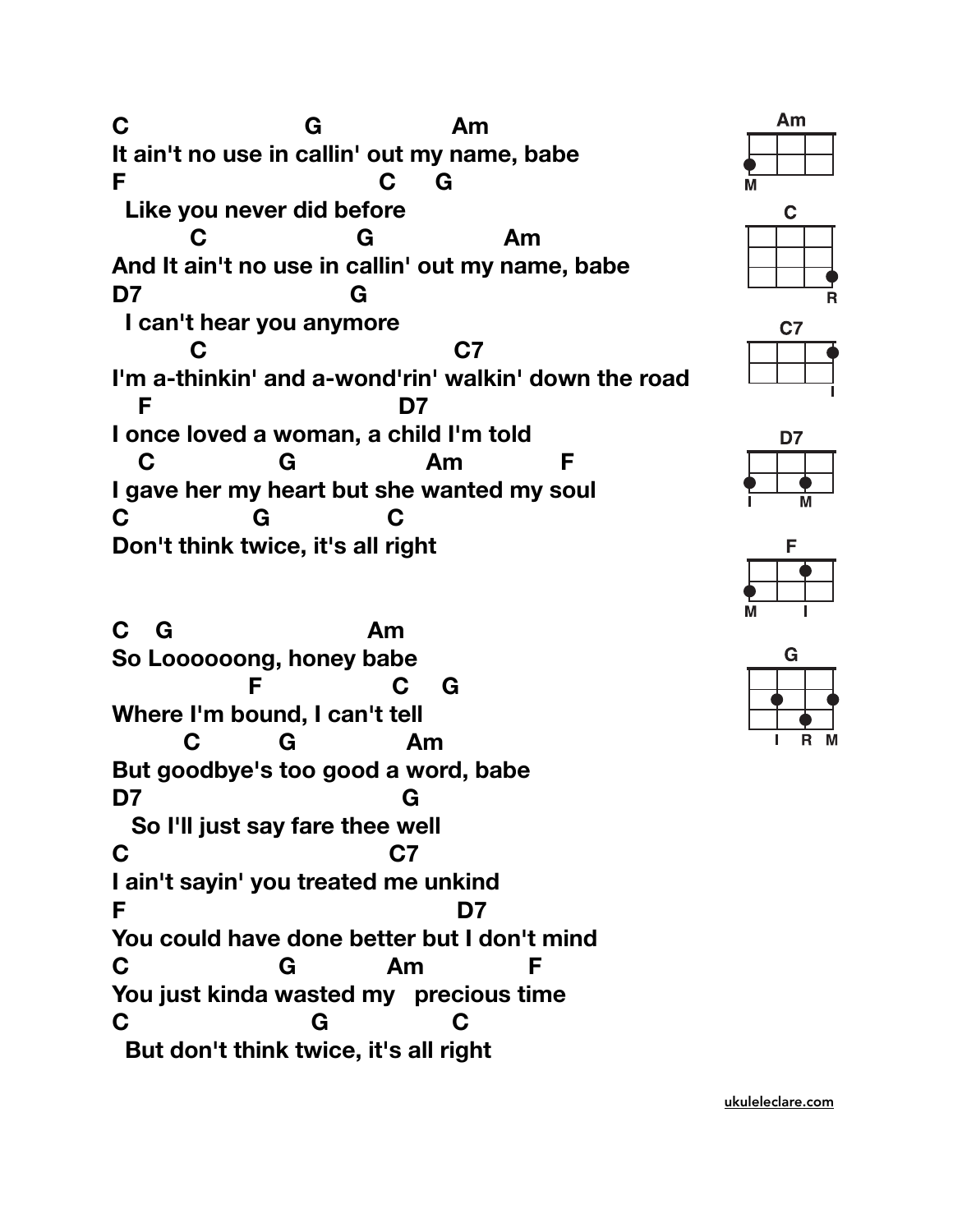```
C                    G                 Am
It ain't no use in callin' out my name, babe
F                                C     G
  Like you never did before
        C                G                 Am
And It ain't no use in callin' out my name, babe
D7                         G
  I can't hear you anymore
        C                            C7
I'm a-thinkin' and a-wond'rin' walkin' down the road
   F                            D7
I once loved a woman, a child I'm told
   C             G               Am            F
I gave her my heart but she wanted my soul
C               G              C
Don't think twice, it's all right


C    G                        Am
So Loooooong, honey babe
                F                 C     G
Where I'm bound, I can't tell
         C          G              Am
But goodbye's too good a word, babe
D7                                G
   So I'll just say fare thee well
C                                C7
I ain't sayin' you treated me unkind
F                                         D7
You could have done better but I don't mind
C                G            Am              F
You just kinda wasted my   precious time
C                        G               C
  But don't think twice, it's all right
```

Am
M

C
R

C7
I

D7
I M

F
M I

G
I R M

ukuleleclare.com